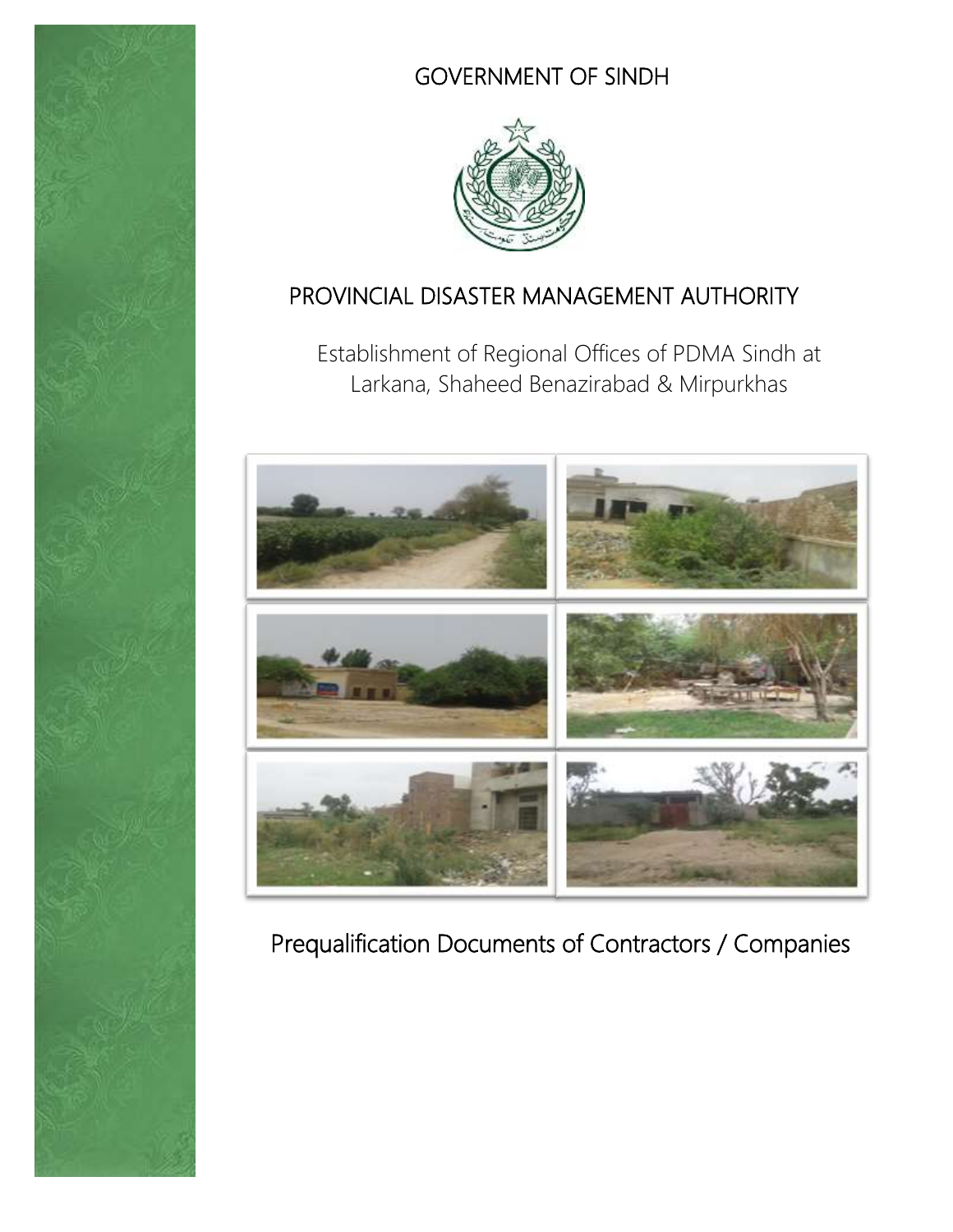# GOVERNMENT OF SINDH

## PROVINCIAL DISASTER MANAGEMENT AUTHORITY

Establishment of Regional Offices of PDMA Sindh at Larkana, Shaheed Benazirabad & Mirpurkhas

## Prequalification Documents of Contractors / Companies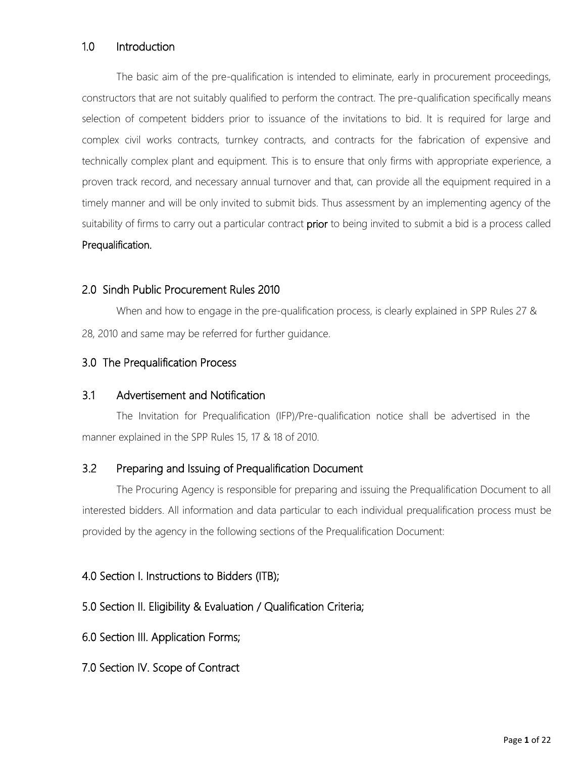## 1.0 Introduction

The basic aim of the pre-qualification is intended to eliminate, early in procurement proceedings, constructors that are not suitably qualified to perform the contract. The pre-qualification specifically means selection of competent bidders prior to issuance of the invitations to bid. It is required for large and complex civil works contracts, turnkey contracts, and contracts for the fabrication of expensive and technically complex plant and equipment. This is to ensure that only firms with appropriate experience, a proven track record, and necessary annual turnover and that, can provide all the equipment required in a timely manner and will be only invited to submit bids. Thus assessment by an implementing agency of the suitability of firms to carry out a particular contract **prior** to being invited to submit a bid is a process called **Prequalification.**

## 2.0 Sindh Public Procurement Rules 2010

When and how to engage in the pre-qualification process, is clearly explained in SPP Rules 27 & 28, 2010 and same may be referred for further guidance.

## 3.0 The Prequalification Process

### 3.1 Advertisement and Notification

The Invitation for Prequalification (IFP)/Pre-qualification notice shall be advertised in the manner explained in the SPP Rules 15, 17 & 18 of 2010.

### 3.2 Preparing and Issuing of Prequalification Document

The Procuring Agency is responsible for preparing and issuing the Prequalification Document to all interested bidders. All information and data particular to each individual prequalification process must be provided by the agency in the following sections of the Prequalification Document:

## 4.0 Section I. Instructions to Bidders (ITB);

## 5.0 Section II. Eligibility & Evaluation / Qualification Criteria;

## 6.0 Section III. Application Forms;

## 7.0 Section IV. Scope of Contract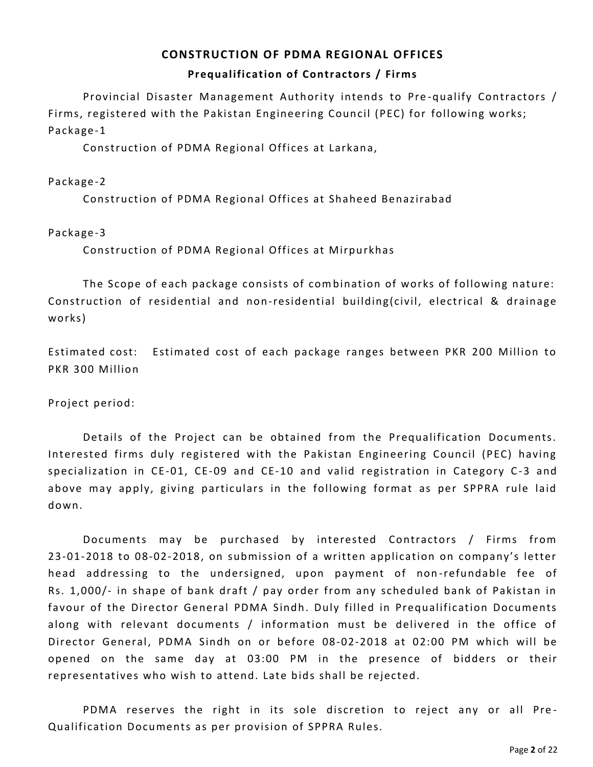# CONSTRUCTION OF PDMA REGIONAL OFFICES

## Prequalification of Contractors / Firms

Provincial Disaster Management Authority intends to Pre-qualify Contractors / Firms, registered with the Pakistan Engineering Council (PEC) for following works;

Package-1

Construction of PDMA Regional Offices at Larkana,

Package-2

Construction of PDMA Regional Offices at Shaheed Benazirabad

Package-3

Construction of PDMA Regional Offices at Mirpurkhas

The Scope of each package consists of combination of works of following nature: Construction of residential and non-residential building(civil, electrical & drainage works)

Estimated cost: Estimated cost of each package ranges between PKR 200 Million to PKR 300 Million

Project period:

Details of the Project can be obtained from the Prequalification Documents. Interested firms duly registered with the Pakistan Engineering Council (PEC) having specialization in CE-01, CE-09 and CE-10 and valid registration in Category C-3 and above may apply, giving particulars in the following format as per SPPRA rule laid down.

Documents may be purchased by interested Contractors / Firms from 23-01-2018 to 08-02-2018, on submission of a written application on company's letter head addressing to the undersigned, upon payment of non-refundable fee of Rs. 1,000/- in shape of bank draft / pay order from any scheduled bank of Pakistan in favour of the Director General PDMA Sindh. Duly filled in Prequalification Documents along with relevant documents / information must be delivered in the office of Director General, PDMA Sindh on or before 08-02-2018 at 02:00 PM which will be opened on the same day at 03:00 PM in the presence of bidders or their representatives who wish to attend. Late bids shall be rejected.

PDMA reserves the right in its sole discretion to reject any or all Pre-Qualification Documents as per provision of SPPRA Rules.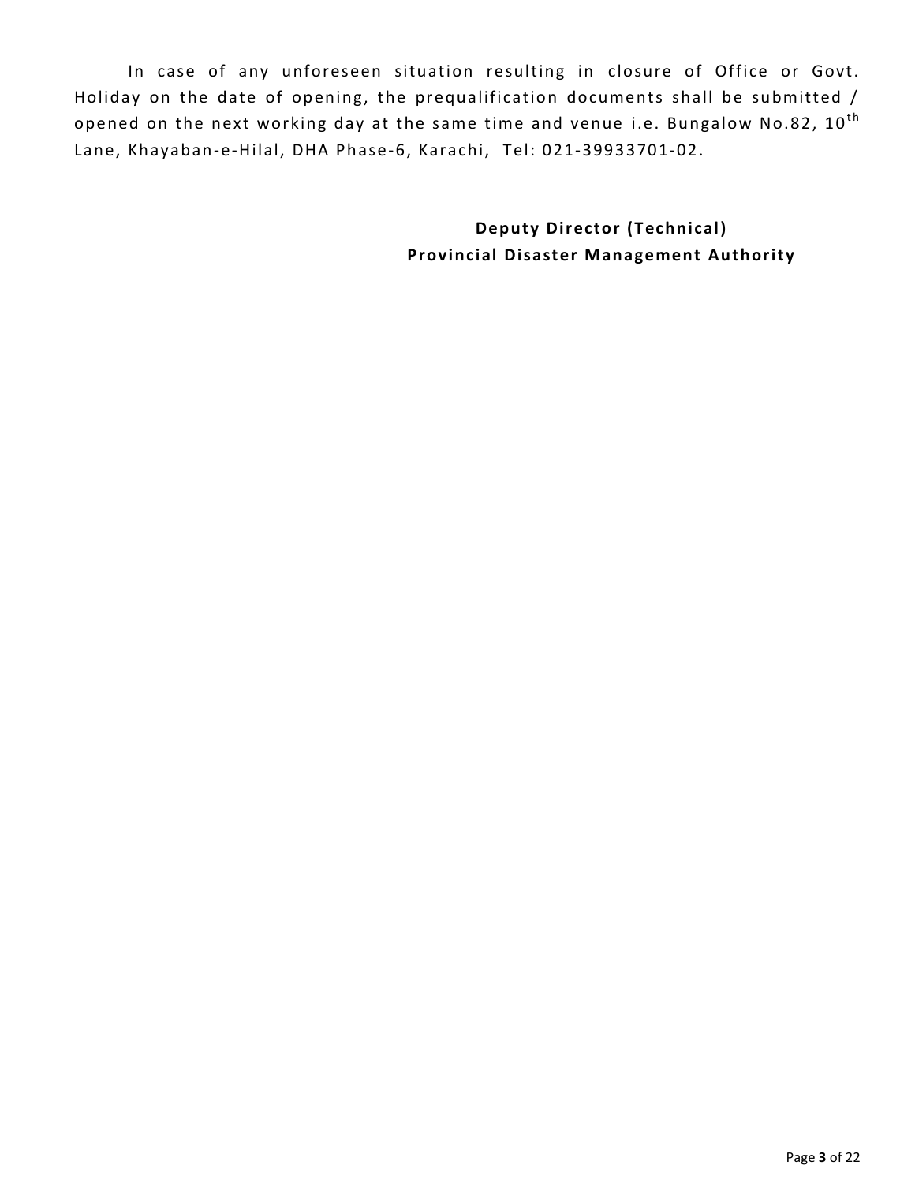In case of any unforeseen situation resulting in closure of Office or Govt. Holiday on the date of opening, the prequalification documents shall be submitted / opened on the next working day at the same time and venue i.e. Bungalow No.82, 10th Lane, Khayaban-e-Hilal, DHA Phase-6, Karachi, Tel: 021-39933701-02.

**Deputy Director (Technical)**
**Provincial Disaster Management Authority**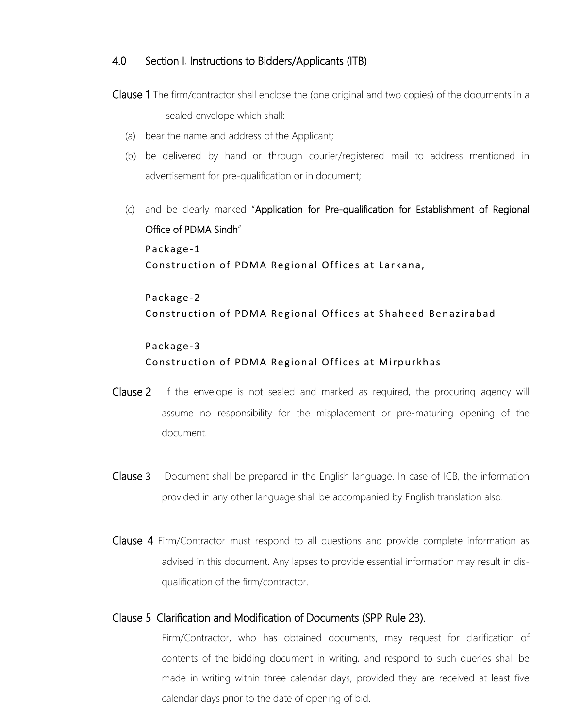## 4.0 Section I. Instructions to Bidders/Applicants (ITB)

**Clause 1** The firm/contractor shall enclose the (one original and two copies) of the documents in a sealed envelope which shall:-

(a) bear the name and address of the Applicant;

(b) be delivered by hand or through courier/registered mail to address mentioned in advertisement for pre-qualification or in document;

(c) and be clearly marked "**Application for Pre-qualification for Establishment of Regional Office of PDMA Sindh**"

Package-1
Construction of PDMA Regional Offices at Larkana,

Package-2
Construction of PDMA Regional Offices at Shaheed Benazirabad

Package-3
Construction of PDMA Regional Offices at Mirpurkhas

**Clause 2** If the envelope is not sealed and marked as required, the procuring agency will assume no responsibility for the misplacement or pre-maturing opening of the document.

**Clause 3** Document shall be prepared in the English language. In case of ICB, the information provided in any other language shall be accompanied by English translation also.

**Clause 4** Firm/Contractor must respond to all questions and provide complete information as advised in this document. Any lapses to provide essential information may result in dis-qualification of the firm/contractor.

**Clause 5 Clarification and Modification of Documents (SPP Rule 23).**

Firm/Contractor, who has obtained documents, may request for clarification of contents of the bidding document in writing, and respond to such queries shall be made in writing within three calendar days, provided they are received at least five calendar days prior to the date of opening of bid.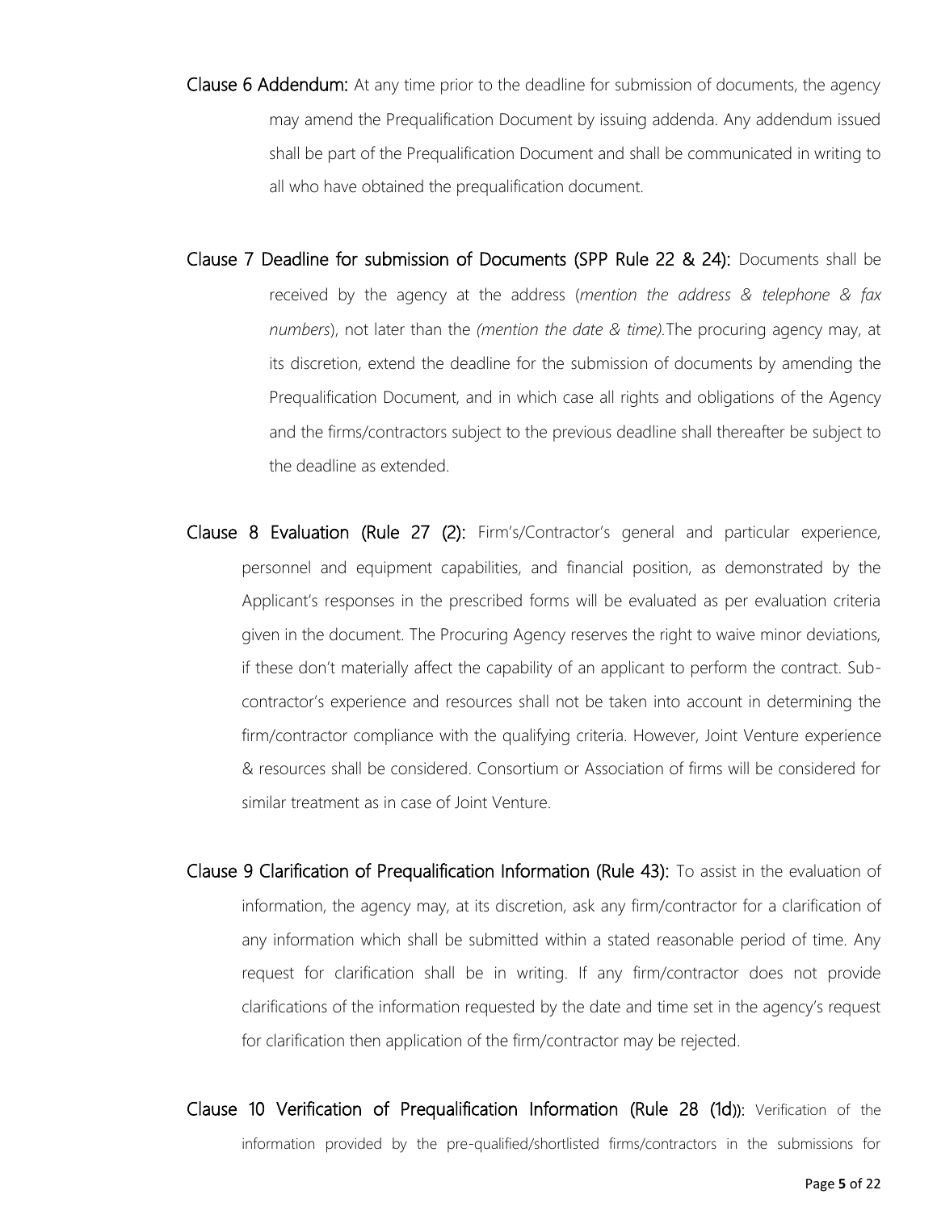**Clause 6 Addendum:** At any time prior to the deadline for submission of documents, the agency may amend the Prequalification Document by issuing addenda. Any addendum issued shall be part of the Prequalification Document and shall be communicated in writing to all who have obtained the prequalification document.

**Clause 7 Deadline for submission of Documents (SPP Rule 22 & 24):** Documents shall be received by the agency at the address (*mention the address & telephone & fax numbers*), not later than the *(mention the date & time).*The procuring agency may, at its discretion, extend the deadline for the submission of documents by amending the Prequalification Document, and in which case all rights and obligations of the Agency and the firms/contractors subject to the previous deadline shall thereafter be subject to the deadline as extended.

**Clause 8 Evaluation (Rule 27 (2):** Firm's/Contractor's general and particular experience, personnel and equipment capabilities, and financial position, as demonstrated by the Applicant's responses in the prescribed forms will be evaluated as per evaluation criteria given in the document. The Procuring Agency reserves the right to waive minor deviations, if these don't materially affect the capability of an applicant to perform the contract. Sub-contractor's experience and resources shall not be taken into account in determining the firm/contractor compliance with the qualifying criteria. However, Joint Venture experience & resources shall be considered. Consortium or Association of firms will be considered for similar treatment as in case of Joint Venture.

**Clause 9 Clarification of Prequalification Information (Rule 43):** To assist in the evaluation of information, the agency may, at its discretion, ask any firm/contractor for a clarification of any information which shall be submitted within a stated reasonable period of time. Any request for clarification shall be in writing. If any firm/contractor does not provide clarifications of the information requested by the date and time set in the agency's request for clarification then application of the firm/contractor may be rejected.

**Clause 10 Verification of Prequalification Information (Rule 28 (1d)):** Verification of the information provided by the pre-qualified/shortlisted firms/contractors in the submissions for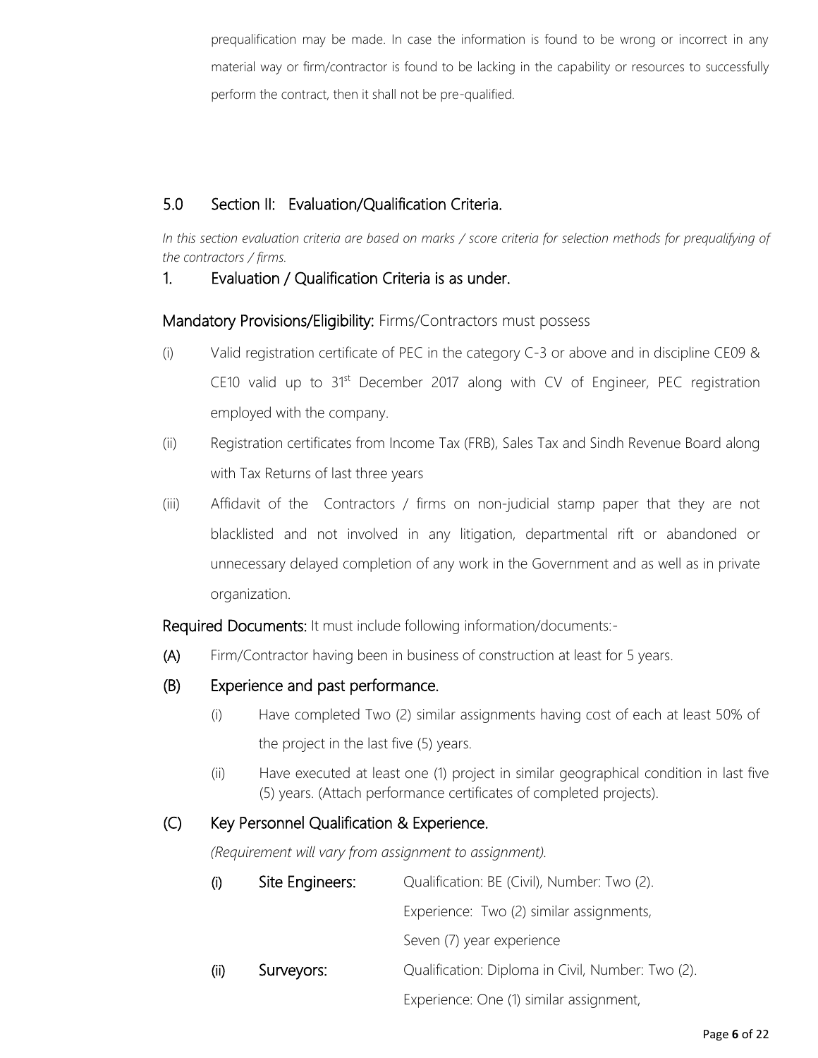prequalification may be made. In case the information is found to be wrong or incorrect in any material way or firm/contractor is found to be lacking in the capability or resources to successfully perform the contract, then it shall not be pre-qualified.

## 5.0 Section II: Evaluation/Qualification Criteria.

*In this section evaluation criteria are based on marks / score criteria for selection methods for prequalifying of the contractors / firms.*

### 1. Evaluation / Qualification Criteria is as under.

**Mandatory Provisions/Eligibility:** Firms/Contractors must possess

- (i) Valid registration certificate of PEC in the category C-3 or above and in discipline CE09 & CE10 valid up to 31st December 2017 along with CV of Engineer, PEC registration employed with the company.
- (ii) Registration certificates from Income Tax (FRB), Sales Tax and Sindh Revenue Board along with Tax Returns of last three years
- (iii) Affidavit of the Contractors / firms on non-judicial stamp paper that they are not blacklisted and not involved in any litigation, departmental rift or abandoned or unnecessary delayed completion of any work in the Government and as well as in private organization.

**Required Documents:** It must include following information/documents:-

**(A)** Firm/Contractor having been in business of construction at least for 5 years.

**(B) Experience and past performance.**

- (i) Have completed Two (2) similar assignments having cost of each at least 50% of the project in the last five (5) years.
- (ii) Have executed at least one (1) project in similar geographical condition in last five (5) years. (Attach performance certificates of completed projects).

**(C) Key Personnel Qualification & Experience.**

*(Requirement will vary from assignment to assignment).*

- **(i) Site Engineers:** Qualification: BE (Civil), Number: Two (2).
  Experience: Two (2) similar assignments,
  Seven (7) year experience
- **(ii) Surveyors:** Qualification: Diploma in Civil, Number: Two (2).
  Experience: One (1) similar assignment,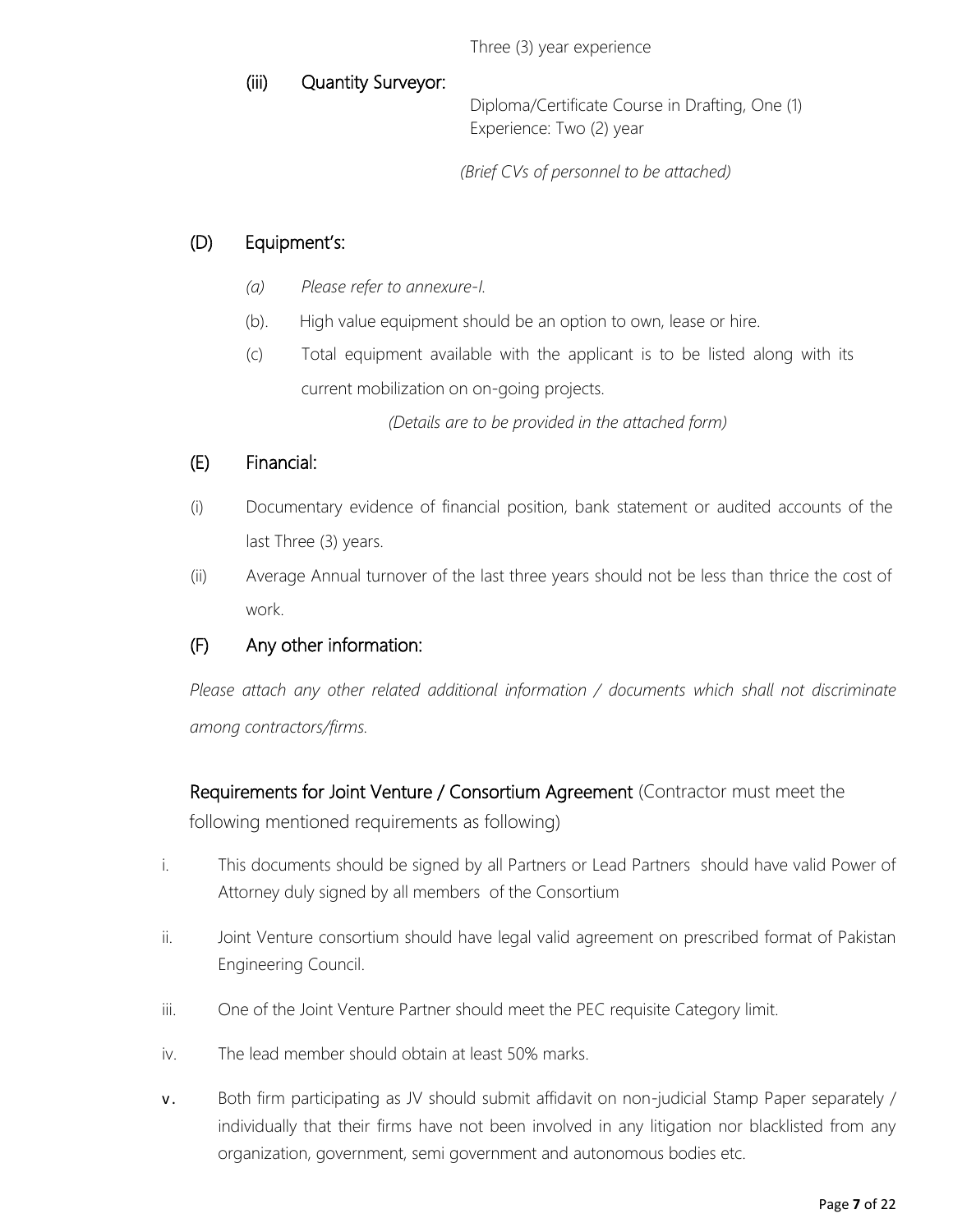Three (3) year experience

(iii) Quantity Surveyor:

Diploma/Certificate Course in Drafting, One (1)
Experience: Two (2) year

*(Brief CVs of personnel to be attached)*

## (D) Equipment's:

*(a) Please refer to annexure-I.*

(b). High value equipment should be an option to own, lease or hire.

(c) Total equipment available with the applicant is to be listed along with its current mobilization on on-going projects.

*(Details are to be provided in the attached form)*

## (E) Financial:

(i) Documentary evidence of financial position, bank statement or audited accounts of the last Three (3) years.

(ii) Average Annual turnover of the last three years should not be less than thrice the cost of work.

## (F) Any other information:

*Please attach any other related additional information / documents which shall not discriminate among contractors/firms.*

**Requirements for Joint Venture / Consortium Agreement** (Contractor must meet the following mentioned requirements as following)

i. This documents should be signed by all Partners or Lead Partners should have valid Power of Attorney duly signed by all members of the Consortium

ii. Joint Venture consortium should have legal valid agreement on prescribed format of Pakistan Engineering Council.

iii. One of the Joint Venture Partner should meet the PEC requisite Category limit.

iv. The lead member should obtain at least 50% marks.

v. Both firm participating as JV should submit affidavit on non-judicial Stamp Paper separately / individually that their firms have not been involved in any litigation nor blacklisted from any organization, government, semi government and autonomous bodies etc.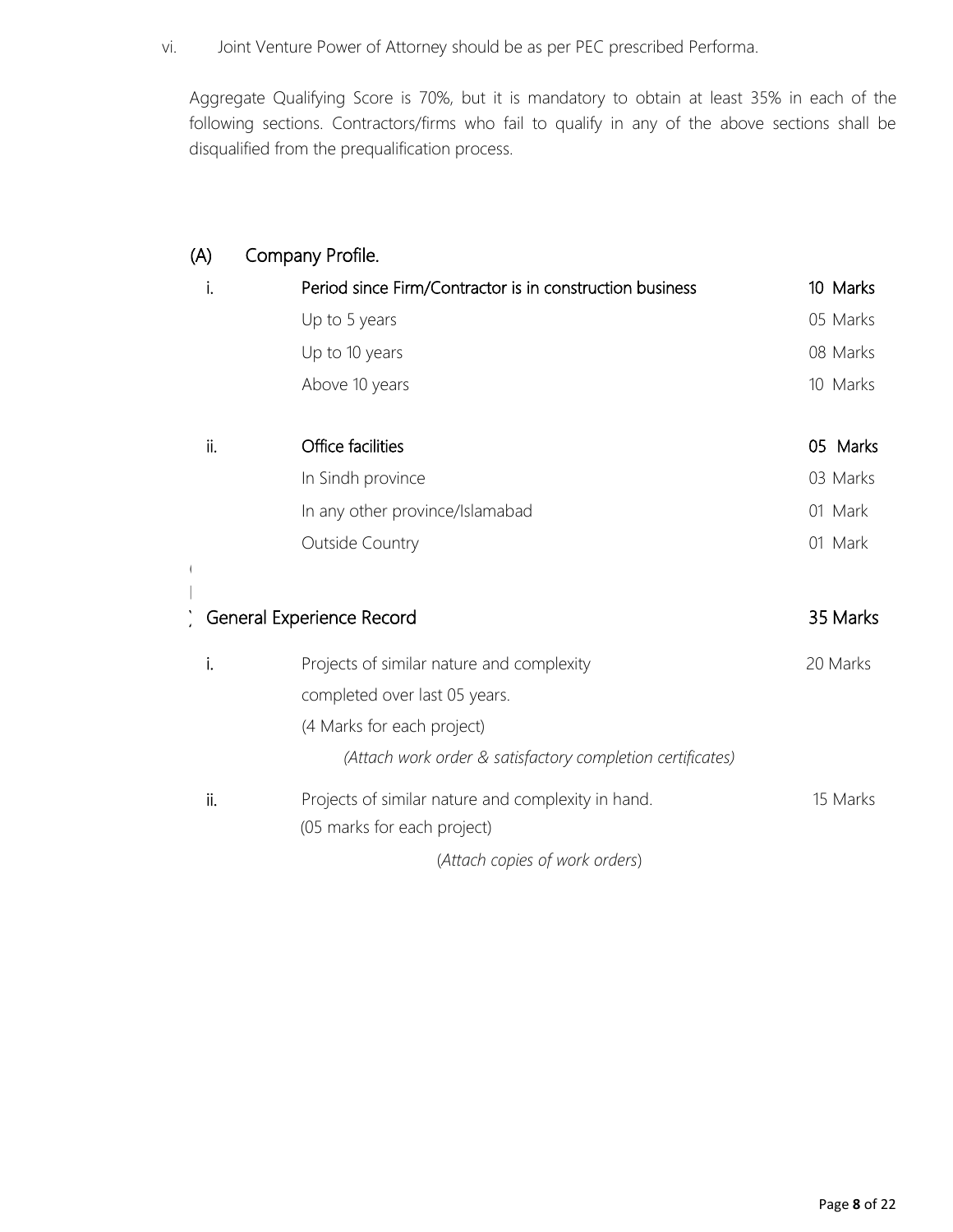vi. Joint Venture Power of Attorney should be as per PEC prescribed Performa.

Aggregate Qualifying Score is 70%, but it is mandatory to obtain at least 35% in each of the following sections. Contractors/firms who fail to qualify in any of the above sections shall be disqualified from the prequalification process.

## (A) Company Profile.

| | | |
|---|---|---|
| i. | Period since Firm/Contractor is in construction business | 10 Marks |
| | Up to 5 years | 05 Marks |
| | Up to 10 years | 08 Marks |
| | Above 10 years | 10 Marks |
| ii. | Office facilities | 05 Marks |
| | In Sindh province | 03 Marks |
| | In any other province/Islamabad | 01 Mark |
| | Outside Country | 01 Mark |

## General Experience Record — 35 Marks

| | | |
|---|---|---|
| i. | Projects of similar nature and complexity completed over last 05 years. (4 Marks for each project) *(Attach work order & satisfactory completion certificates)* | 20 Marks |
| ii. | Projects of similar nature and complexity in hand. (05 marks for each project) (*Attach copies of work orders*) | 15 Marks |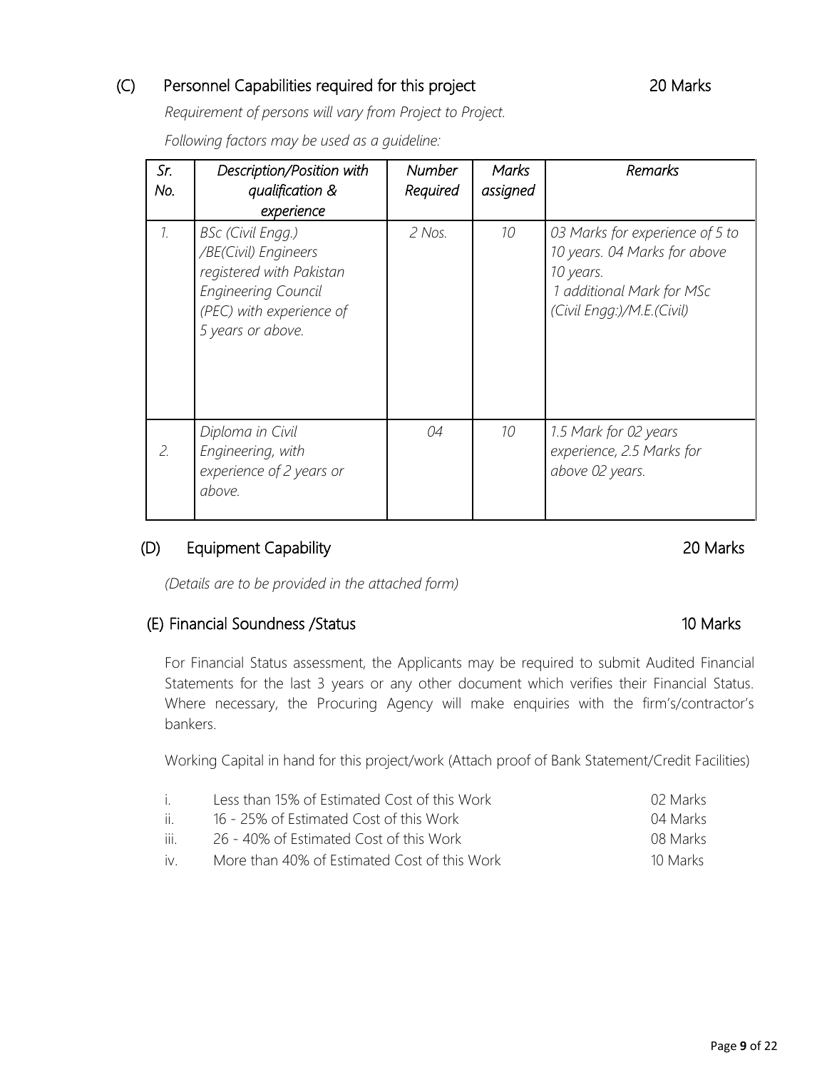## (C) Personnel Capabilities required for this project 20 Marks

*Requirement of persons will vary from Project to Project.*

*Following factors may be used as a guideline:*

| *Sr. No.* | *Description/Position with qualification & experience* | *Number Required* | *Marks assigned* | *Remarks* |
|---|---|---|---|---|
| *1.* | *BSc (Civil Engg.) /BE(Civil) Engineers registered with Pakistan Engineering Council (PEC) with experience of 5 years or above.* | *2 Nos.* | *10* | *03 Marks for experience of 5 to 10 years. 04 Marks for above 10 years. 1 additional Mark for MSc (Civil Engg:)/M.E.(Civil)* |
| *2.* | *Diploma in Civil Engineering, with experience of 2 years or above.* | *04* | *10* | *1.5 Mark for 02 years experience, 2.5 Marks for above 02 years.* |

## (D) Equipment Capability 20 Marks

*(Details are to be provided in the attached form)*

## (E) Financial Soundness /Status 10 Marks

For Financial Status assessment, the Applicants may be required to submit Audited Financial Statements for the last 3 years or any other document which verifies their Financial Status. Where necessary, the Procuring Agency will make enquiries with the firm's/contractor's bankers.

Working Capital in hand for this project/work (Attach proof of Bank Statement/Credit Facilities)

| | | |
|---|---|---|
| i. | Less than 15% of Estimated Cost of this Work | 02 Marks |
| ii. | 16 - 25% of Estimated Cost of this Work | 04 Marks |
| iii. | 26 - 40% of Estimated Cost of this Work | 08 Marks |
| iv. | More than 40% of Estimated Cost of this Work | 10 Marks |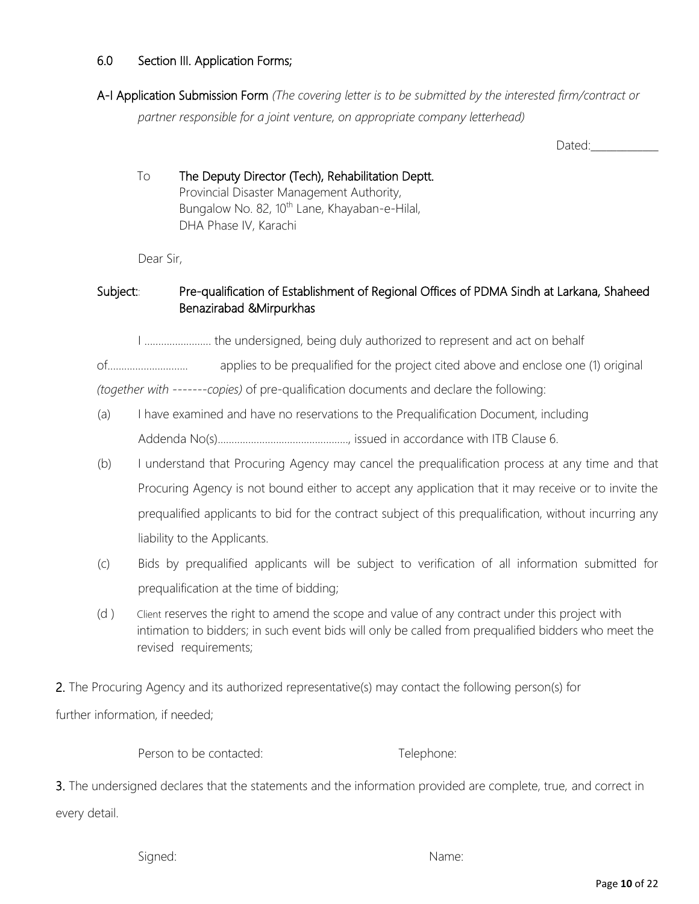## 6.0 Section III. Application Forms;

**A-I Application Submission Form** *(The covering letter is to be submitted by the interested firm/contract or partner responsible for a joint venture, on appropriate company letterhead)*

Dated:____________

To **The Deputy Director (Tech), Rehabilitation Deptt.**
Provincial Disaster Management Authority,
Bungalow No. 82, 10th Lane, Khayaban-e-Hilal,
DHA Phase IV, Karachi

Dear Sir,

**Subject:: Pre-qualification of Establishment of Regional Offices of PDMA Sindh at Larkana, Shaheed Benazirabad &Mirpurkhas**

I …………………… the undersigned, being duly authorized to represent and act on behalf of……………………….. applies to be prequalified for the project cited above and enclose one (1) original *(together with -------copies)* of pre-qualification documents and declare the following:

(a) I have examined and have no reservations to the Prequalification Document, including Addenda No(s)…………………………………………, issued in accordance with ITB Clause 6.

(b) I understand that Procuring Agency may cancel the prequalification process at any time and that Procuring Agency is not bound either to accept any application that it may receive or to invite the prequalified applicants to bid for the contract subject of this prequalification, without incurring any liability to the Applicants.

(c) Bids by prequalified applicants will be subject to verification of all information submitted for prequalification at the time of bidding;

(d ) Client reserves the right to amend the scope and value of any contract under this project with intimation to bidders; in such event bids will only be called from prequalified bidders who meet the revised requirements;

**2.** The Procuring Agency and its authorized representative(s) may contact the following person(s) for further information, if needed;

Person to be contacted: Telephone:

**3.** The undersigned declares that the statements and the information provided are complete, true, and correct in every detail.

Signed: Name: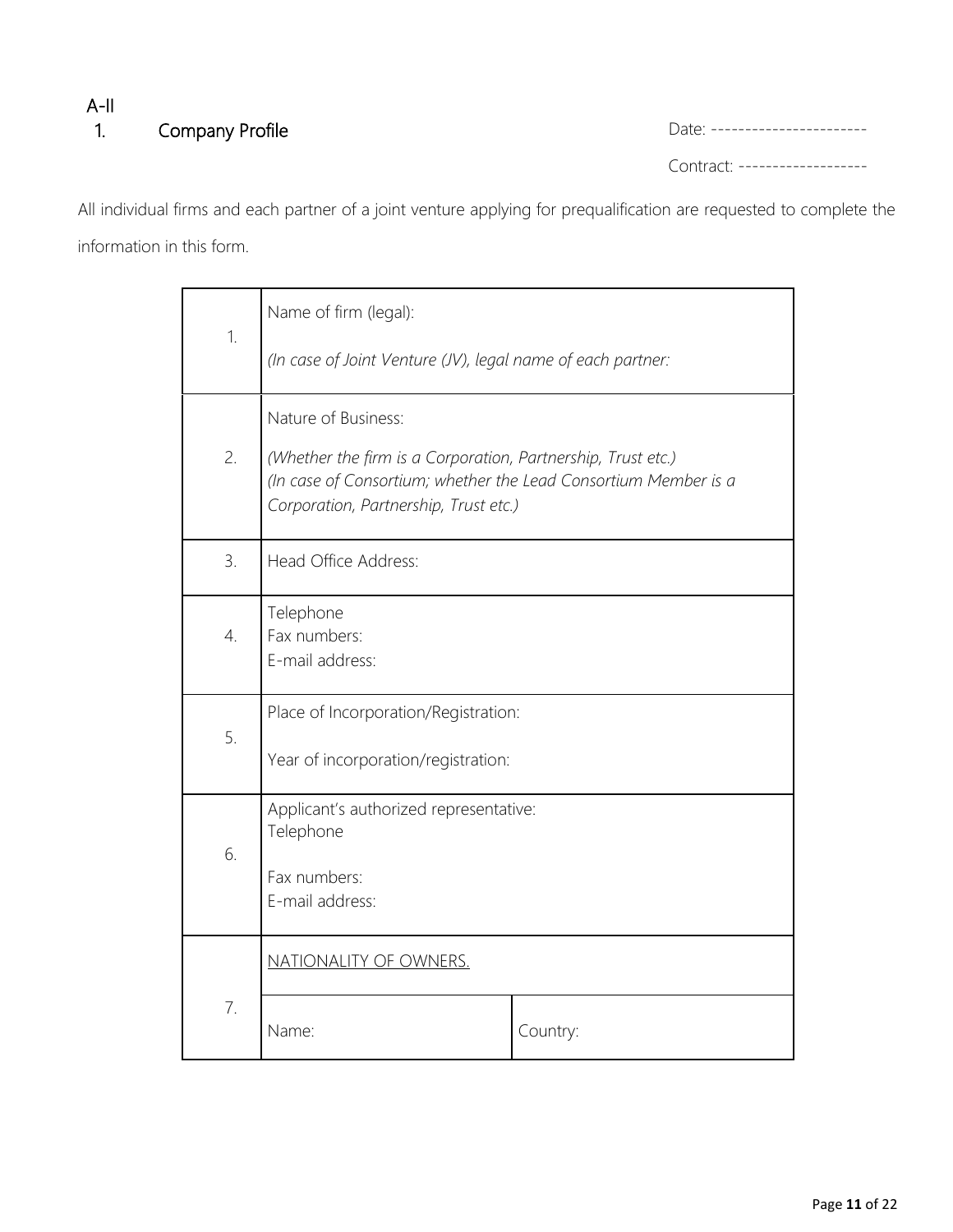A-II

## 1. Company Profile

Date: -----------------------

Contract: -------------------

All individual firms and each partner of a joint venture applying for prequalification are requested to complete the information in this form.

| | | |
|---|---|---|
| 1. | Name of firm (legal):<br><br>*(In case of Joint Venture (JV), legal name of each partner:* | |
| 2. | Nature of Business:<br><br>*(Whether the firm is a Corporation, Partnership, Trust etc.)*<br>*(In case of Consortium; whether the Lead Consortium Member is a Corporation, Partnership, Trust etc.)* | |
| 3. | Head Office Address: | |
| 4. | Telephone<br>Fax numbers:<br>E-mail address: | |
| 5. | Place of Incorporation/Registration:<br><br>Year of incorporation/registration: | |
| 6. | Applicant's authorized representative:<br>Telephone<br><br>Fax numbers:<br>E-mail address: | |
| 7. | NATIONALITY OF OWNERS. | |
| | Name: | Country: |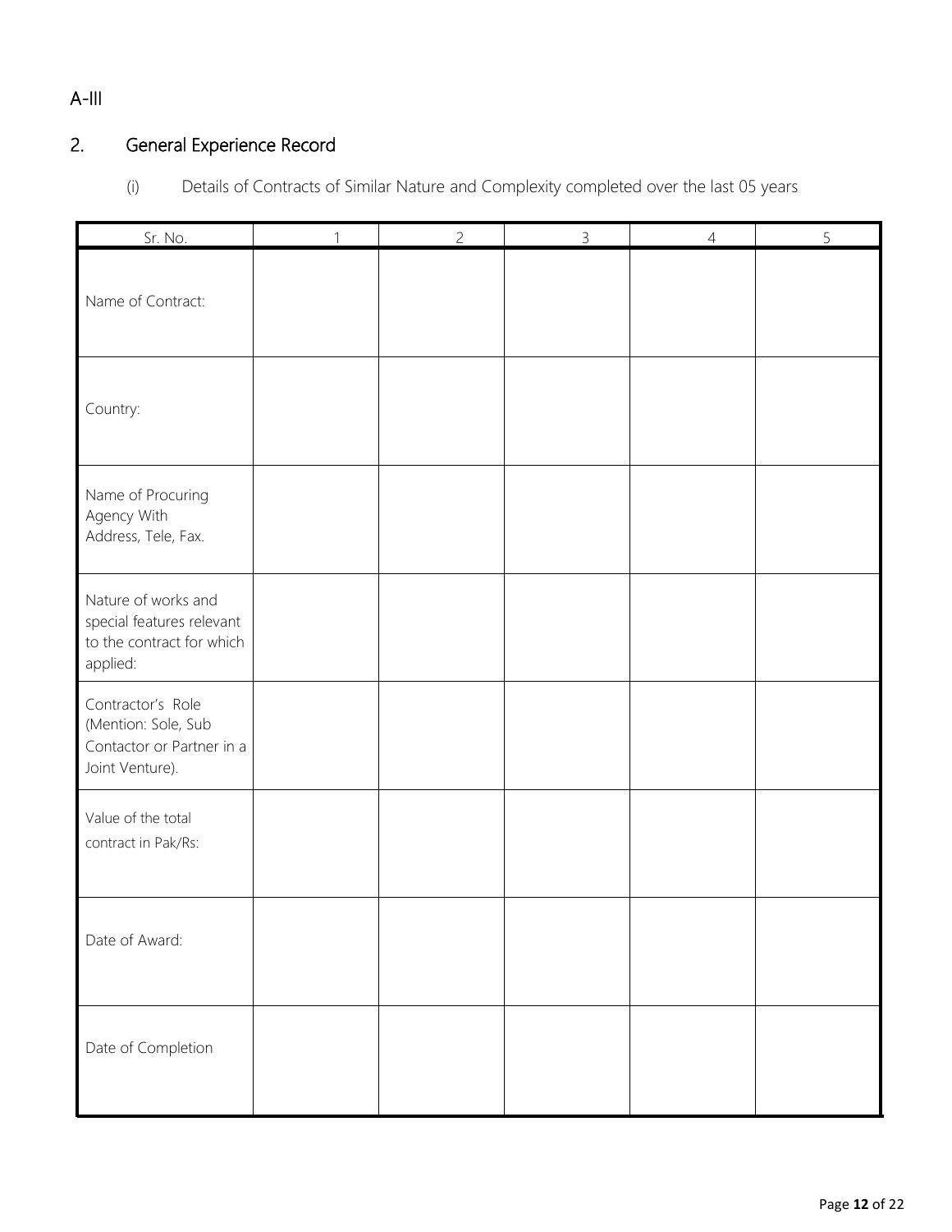A-III

## 2. General Experience Record

(i) Details of Contracts of Similar Nature and Complexity completed over the last 05 years

| Sr. No. | 1 | 2 | 3 | 4 | 5 |
|---|---|---|---|---|---|
| Name of Contract: | | | | | |
| Country: | | | | | |
| Name of Procuring Agency With Address, Tele, Fax. | | | | | |
| Nature of works and special features relevant to the contract for which applied: | | | | | |
| Contractor's Role (Mention: Sole, Sub Contactor or Partner in a Joint Venture). | | | | | |
| Value of the total contract in Pak/Rs: | | | | | |
| Date of Award: | | | | | |
| Date of Completion | | | | | |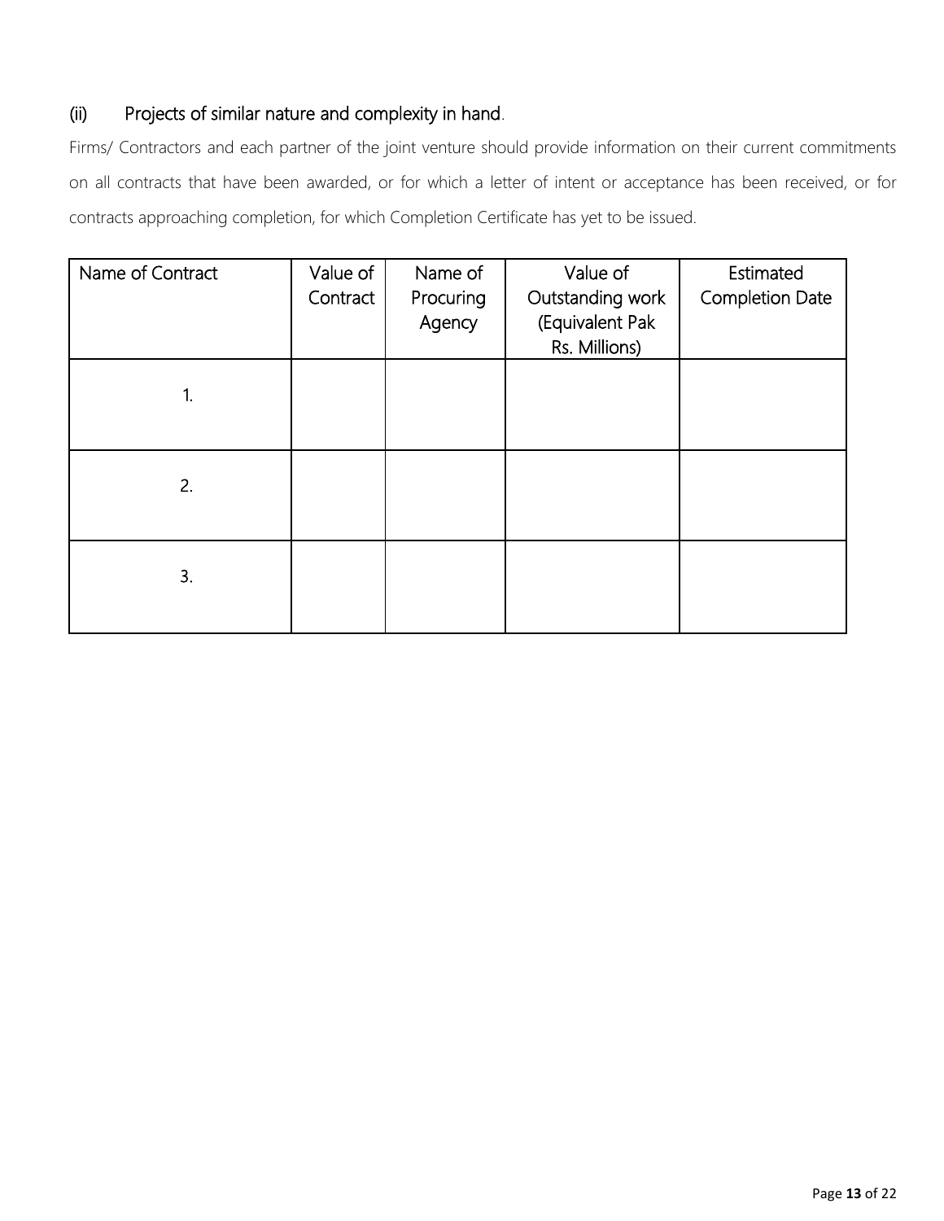### (ii) Projects of similar nature and complexity in hand.

Firms/ Contractors and each partner of the joint venture should provide information on their current commitments on all contracts that have been awarded, or for which a letter of intent or acceptance has been received, or for contracts approaching completion, for which Completion Certificate has yet to be issued.

| Name of Contract | Value of Contract | Name of Procuring Agency | Value of Outstanding work (Equivalent Pak Rs. Millions) | Estimated Completion Date |
|---|---|---|---|---|
| 1. | | | | |
| 2. | | | | |
| 3. | | | | |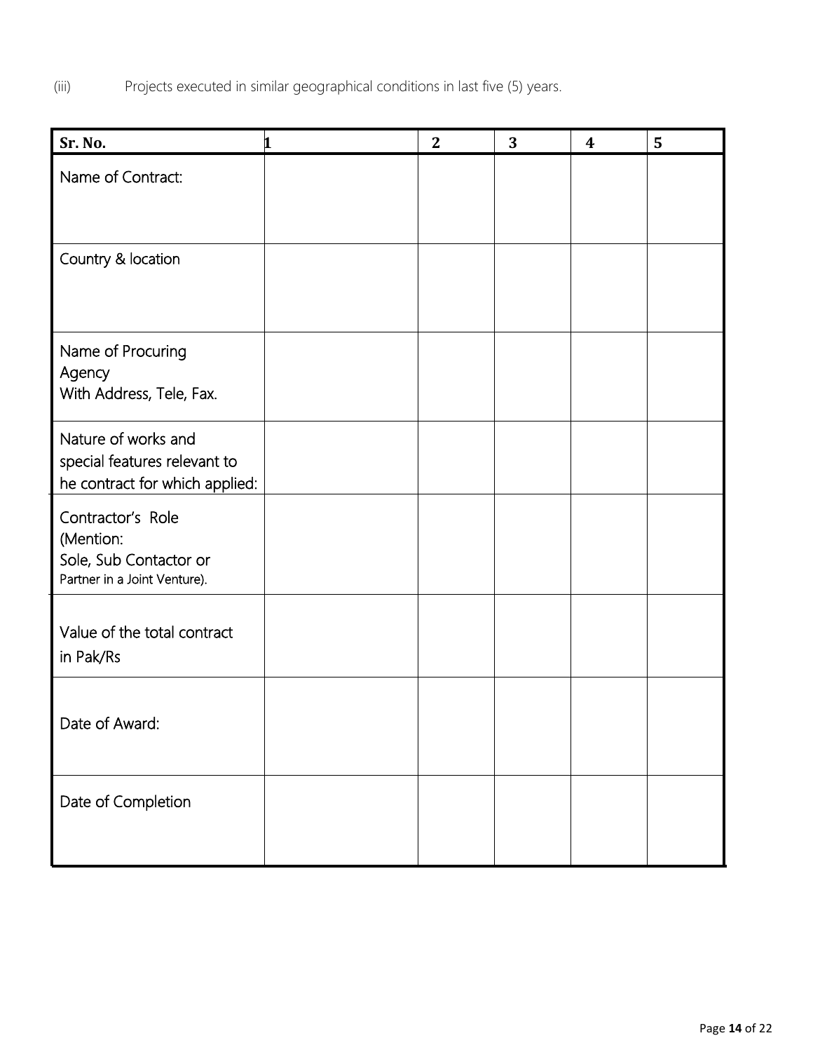(iii) Projects executed in similar geographical conditions in last five (5) years.

| Sr. No. | 1 | 2 | 3 | 4 | 5 |
|---|---|---|---|---|---|
| Name of Contract: | | | | | |
| Country & location | | | | | |
| Name of Procuring Agency With Address, Tele, Fax. | | | | | |
| Nature of works and special features relevant to he contract for which applied: | | | | | |
| Contractor's Role (Mention: Sole, Sub Contactor or Partner in a Joint Venture). | | | | | |
| Value of the total contract in Pak/Rs | | | | | |
| Date of Award: | | | | | |
| Date of Completion | | | | | |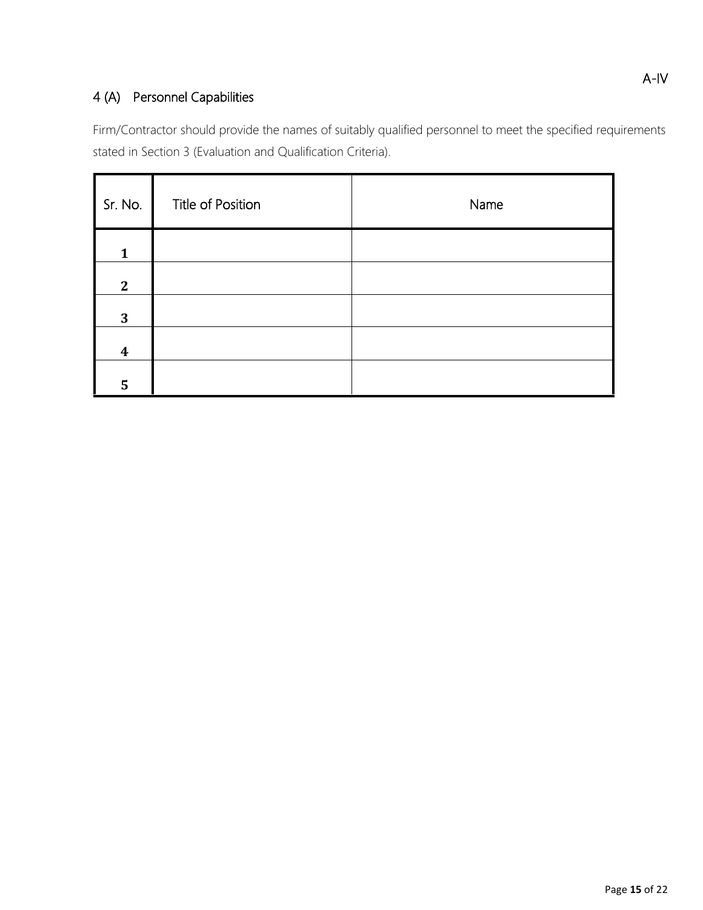A-IV

## 4 (A) Personnel Capabilities

Firm/Contractor should provide the names of suitably qualified personnel to meet the specified requirements stated in Section 3 (Evaluation and Qualification Criteria).

| Sr. No. | Title of Position | Name |
|---|---|---|
| **1** | | |
| **2** | | |
| **3** | | |
| **4** | | |
| **5** | | |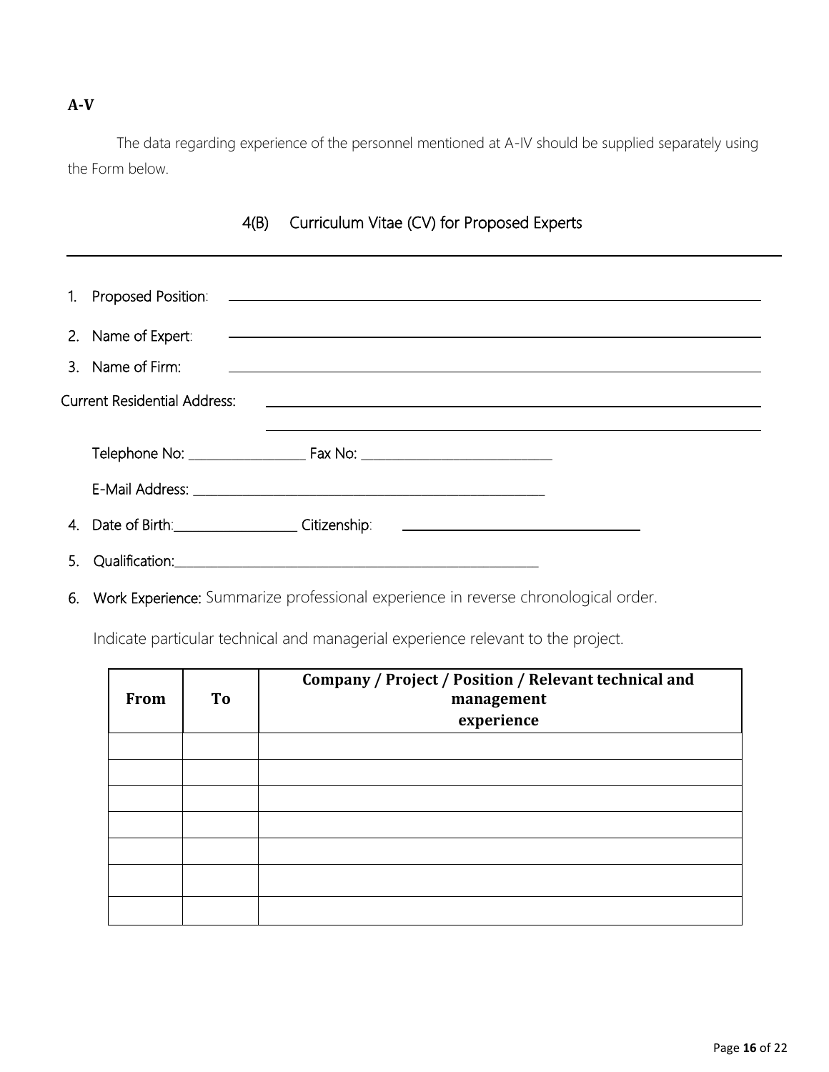**A-V**

The data regarding experience of the personnel mentioned at A-IV should be supplied separately using the Form below.

## 4(B) Curriculum Vitae (CV) for Proposed Experts

1. Proposed Position: \_\_\_\_\_\_\_\_\_\_\_\_\_\_\_\_\_\_\_\_\_\_\_\_\_\_\_\_\_\_\_\_\_\_\_\_\_\_\_\_
2. Name of Expert: \_\_\_\_\_\_\_\_\_\_\_\_\_\_\_\_\_\_\_\_\_\_\_\_\_\_\_\_\_\_\_\_\_\_\_\_\_\_\_\_
3. Name of Firm: \_\_\_\_\_\_\_\_\_\_\_\_\_\_\_\_\_\_\_\_\_\_\_\_\_\_\_\_\_\_\_\_\_\_\_\_\_\_\_\_

Current Residential Address: \_\_\_\_\_\_\_\_\_\_\_\_\_\_\_\_\_\_\_\_\_\_\_\_\_\_\_\_\_\_\_\_\_\_\_\_\_\_\_\_

\_\_\_\_\_\_\_\_\_\_\_\_\_\_\_\_\_\_\_\_\_\_\_\_\_\_\_\_\_\_\_\_\_\_\_\_\_\_\_\_

Telephone No: \_\_\_\_\_\_\_\_\_\_\_\_\_\_\_\_\_ Fax No: \_\_\_\_\_\_\_\_\_\_\_\_\_\_\_\_\_\_\_\_\_\_\_\_\_\_\_\_

E-Mail Address: \_\_\_\_\_\_\_\_\_\_\_\_\_\_\_\_\_\_\_\_\_\_\_\_\_\_\_\_\_\_\_\_\_\_\_\_\_\_\_\_\_\_\_\_\_\_\_\_\_\_\_\_

4. Date of Birth:\_\_\_\_\_\_\_\_\_\_\_\_\_\_\_\_\_\_ Citizenship: \_\_\_\_\_\_\_\_\_\_\_\_\_\_\_\_\_\_\_\_\_\_\_\_\_\_\_\_\_\_\_\_
5. Qualification:\_\_\_\_\_\_\_\_\_\_\_\_\_\_\_\_\_\_\_\_\_\_\_\_\_\_\_\_\_\_\_\_\_\_\_\_\_\_\_\_\_\_\_\_\_\_\_\_\_\_\_\_\_\_\_\_\_
6. **Work Experience:** Summarize professional experience in reverse chronological order.

   Indicate particular technical and managerial experience relevant to the project.

| From | To | Company / Project / Position / Relevant technical and management experience |
|---|---|---|
| | | |
| | | |
| | | |
| | | |
| | | |
| | | |
| | | |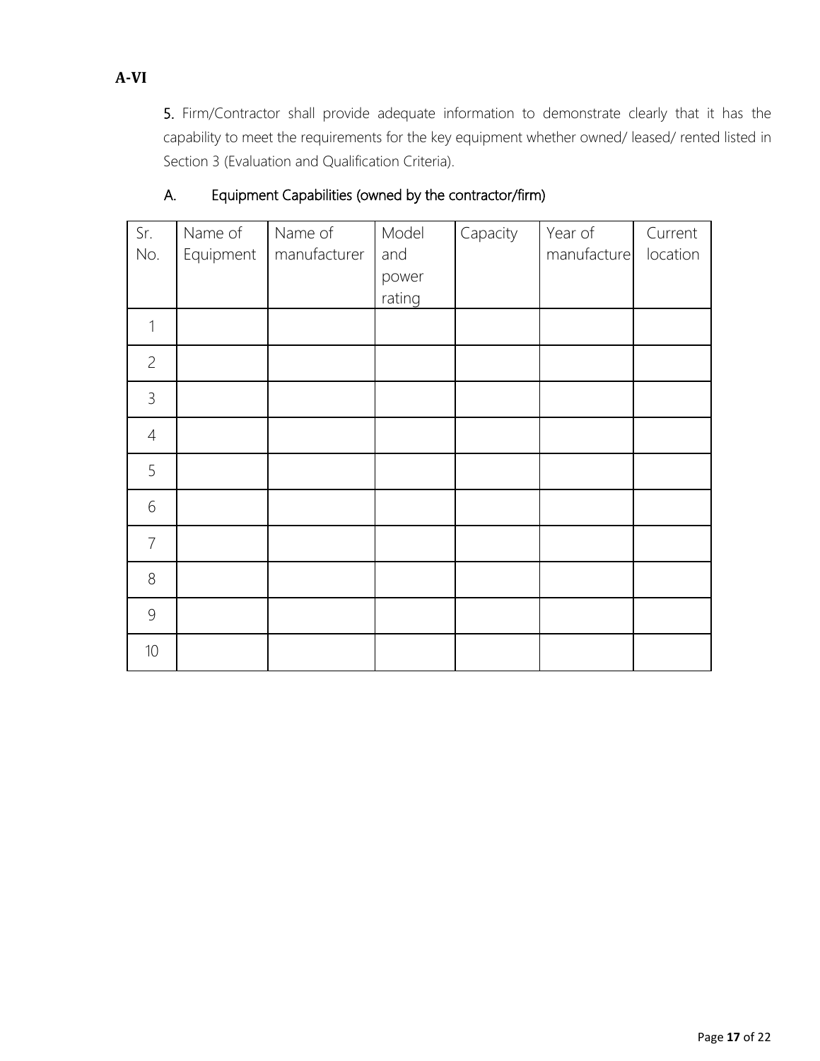**A-VI**

**5.** Firm/Contractor shall provide adequate information to demonstrate clearly that it has the capability to meet the requirements for the key equipment whether owned/ leased/ rented listed in Section 3 (Evaluation and Qualification Criteria).

A. Equipment Capabilities (owned by the contractor/firm)

| Sr. No. | Name of Equipment | Name of manufacturer | Model and power rating | Capacity | Year of manufacture | Current location |
|---|---|---|---|---|---|---|
| 1 | | | | | | |
| 2 | | | | | | |
| 3 | | | | | | |
| 4 | | | | | | |
| 5 | | | | | | |
| 6 | | | | | | |
| 7 | | | | | | |
| 8 | | | | | | |
| 9 | | | | | | |
| 10 | | | | | | |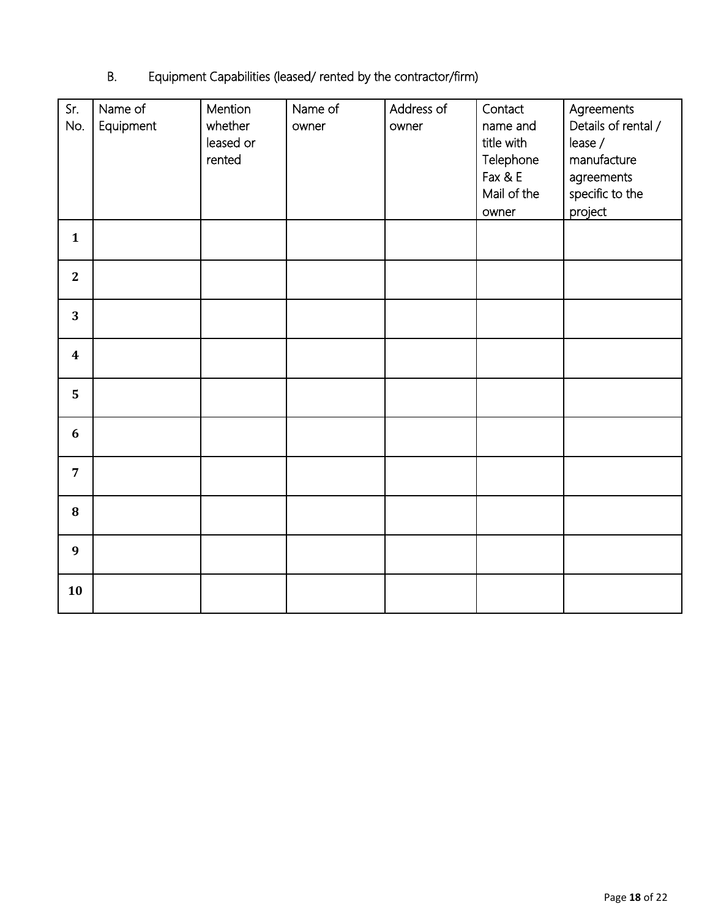B. Equipment Capabilities (leased/ rented by the contractor/firm)

| Sr. No. | Name of Equipment | Mention whether leased or rented | Name of owner | Address of owner | Contact name and title with Telephone Fax & E Mail of the owner | Agreements Details of rental / lease / manufacture agreements specific to the project |
|---|---|---|---|---|---|---|
| **1** | | | | | | |
| **2** | | | | | | |
| **3** | | | | | | |
| **4** | | | | | | |
| **5** | | | | | | |
| **6** | | | | | | |
| **7** | | | | | | |
| **8** | | | | | | |
| **9** | | | | | | |
| **10** | | | | | | |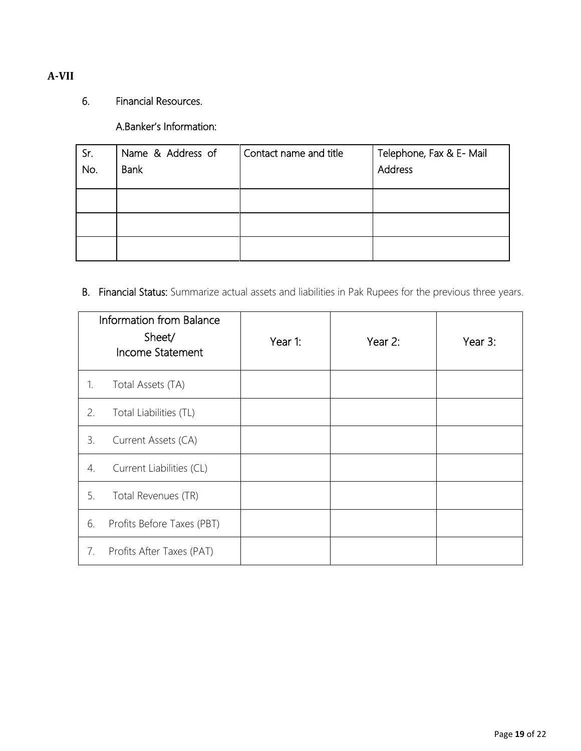**A-VII**

6. Financial Resources.

A. Banker's Information:

| Sr. No. | Name & Address of Bank | Contact name and title | Telephone, Fax & E- Mail Address |
|---|---|---|---|
| | | | |
| | | | |
| | | | |

B. **Financial Status:** Summarize actual assets and liabilities in Pak Rupees for the previous three years.

| Information from Balance Sheet/ Income Statement | Year 1: | Year 2: | Year 3: |
|---|---|---|---|
| 1. Total Assets (TA) | | | |
| 2. Total Liabilities (TL) | | | |
| 3. Current Assets (CA) | | | |
| 4. Current Liabilities (CL) | | | |
| 5. Total Revenues (TR) | | | |
| 6. Profits Before Taxes (PBT) | | | |
| 7. Profits After Taxes (PAT) | | | |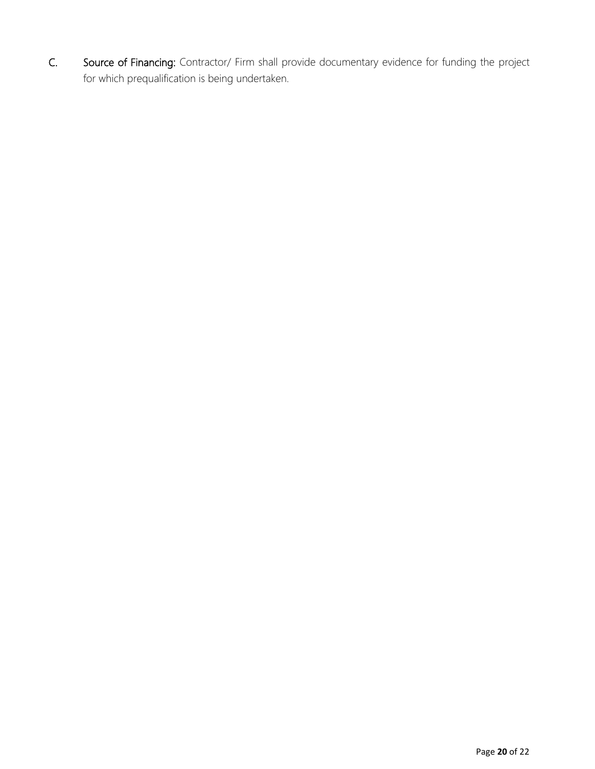C. **Source of Financing:** Contractor/ Firm shall provide documentary evidence for funding the project for which prequalification is being undertaken.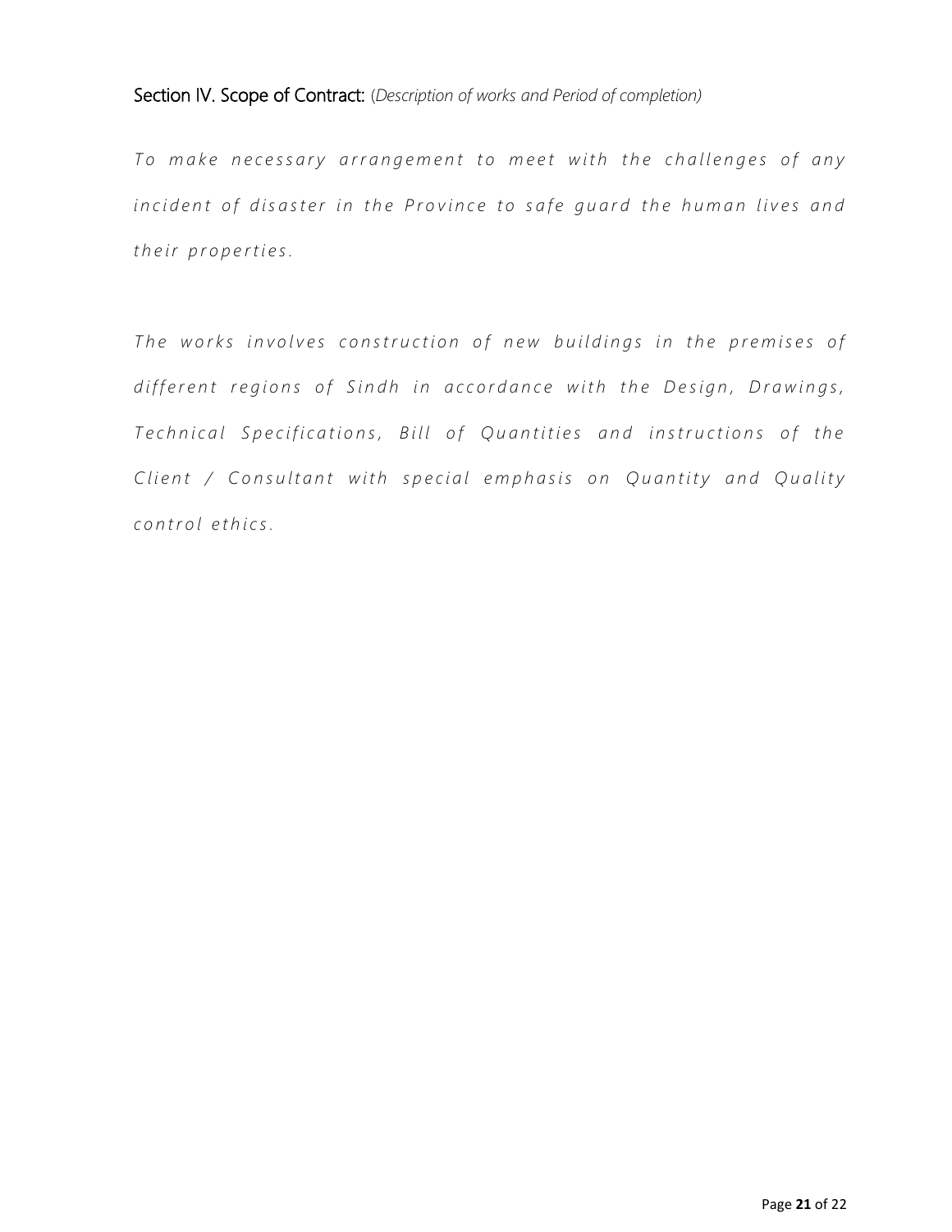## Section IV. Scope of Contract: (*Description of works and Period of completion*)

*To make necessary arrangement to meet with the challenges of any incident of disaster in the Province to safe guard the human lives and their properties.*

*The works involves construction of new buildings in the premises of different regions of Sindh in accordance with the Design, Drawings, Technical Specifications, Bill of Quantities and instructions of the Client / Consultant with special emphasis on Quantity and Quality control ethics.*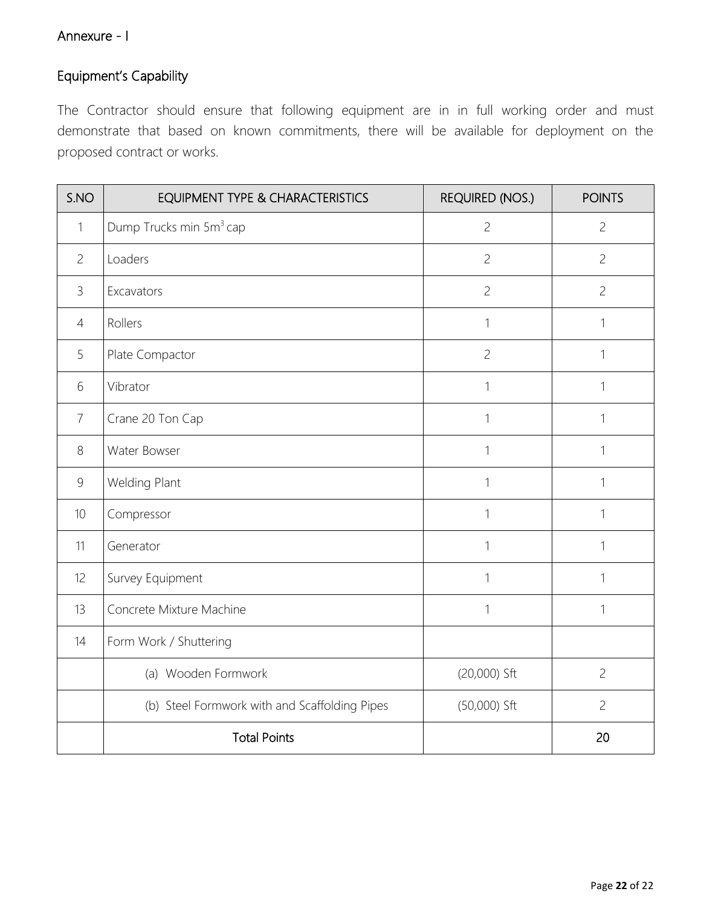Annexure - I

## Equipment's Capability

The Contractor should ensure that following equipment are in in full working order and must demonstrate that based on known commitments, there will be available for deployment on the proposed contract or works.

| S.NO | EQUIPMENT TYPE & CHARACTERISTICS | REQUIRED (NOS.) | POINTS |
|---|---|---|---|
| 1 | Dump Trucks min $5m^3$ cap | 2 | 2 |
| 2 | Loaders | 2 | 2 |
| 3 | Excavators | 2 | 2 |
| 4 | Rollers | 1 | 1 |
| 5 | Plate Compactor | 2 | 1 |
| 6 | Vibrator | 1 | 1 |
| 7 | Crane 20 Ton Cap | 1 | 1 |
| 8 | Water Bowser | 1 | 1 |
| 9 | Welding Plant | 1 | 1 |
| 10 | Compressor | 1 | 1 |
| 11 | Generator | 1 | 1 |
| 12 | Survey Equipment | 1 | 1 |
| 13 | Concrete Mixture Machine | 1 | 1 |
| 14 | Form Work / Shuttering | | |
| | (a) Wooden Formwork | (20,000) Sft | 2 |
| | (b) Steel Formwork with and Scaffolding Pipes | (50,000) Sft | 2 |
| | Total Points | | 20 |